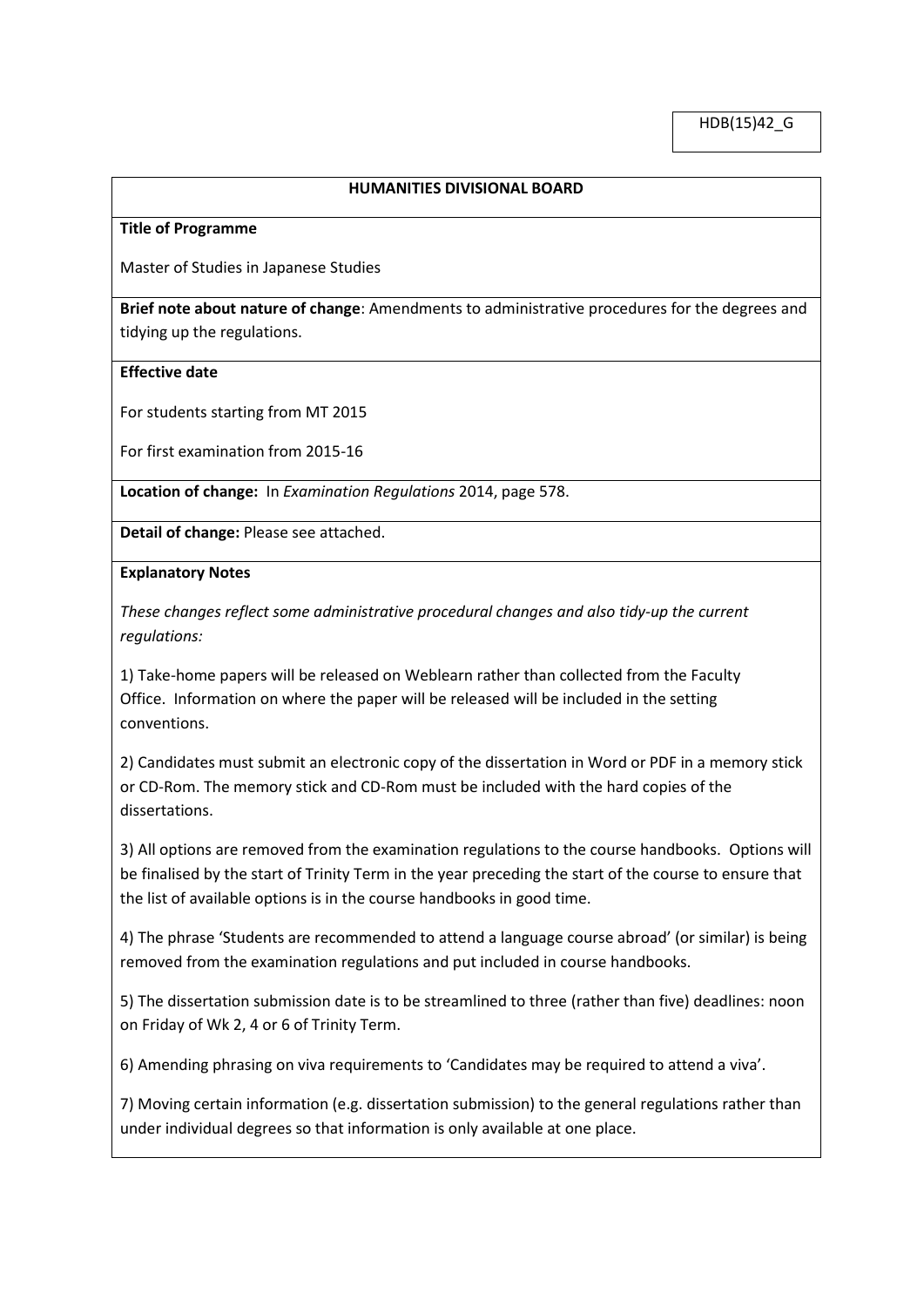HDB(15)42_G

## HUMANITIES DIVISIONAL BOARD

**Title of Programme**

Master of Studies in Japanese Studies

**Brief note about nature of change**: Amendments to administrative procedures for the degrees and tidying up the regulations.

**Effective date**

For students starting from MT 2015

For first examination from 2015-16

**Location of change:** In *Examination Regulations* 2014, page 578.

**Detail of change:** Please see attached.

**Explanatory Notes**

*These changes reflect some administrative procedural changes and also tidy-up the current regulations:*

1) Take-home papers will be released on Weblearn rather than collected from the Faculty Office. Information on where the paper will be released will be included in the setting conventions.

2) Candidates must submit an electronic copy of the dissertation in Word or PDF in a memory stick or CD-Rom. The memory stick and CD-Rom must be included with the hard copies of the dissertations.

3) All options are removed from the examination regulations to the course handbooks. Options will be finalised by the start of Trinity Term in the year preceding the start of the course to ensure that the list of available options is in the course handbooks in good time.

4) The phrase 'Students are recommended to attend a language course abroad' (or similar) is being removed from the examination regulations and put included in course handbooks.

5) The dissertation submission date is to be streamlined to three (rather than five) deadlines: noon on Friday of Wk 2, 4 or 6 of Trinity Term.

6) Amending phrasing on viva requirements to 'Candidates may be required to attend a viva'.

7) Moving certain information (e.g. dissertation submission) to the general regulations rather than under individual degrees so that information is only available at one place.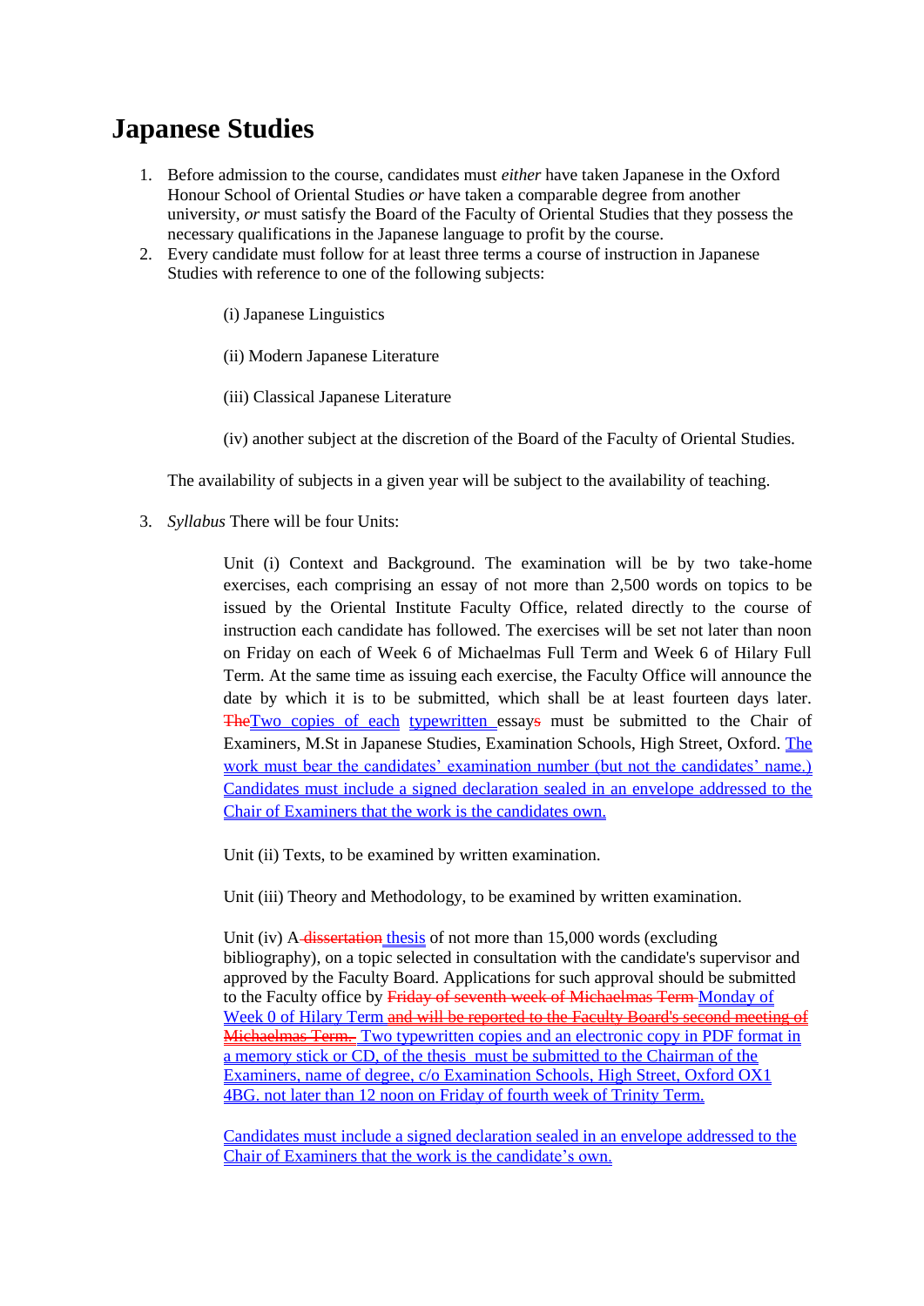# Japanese Studies

1. Before admission to the course, candidates must *either* have taken Japanese in the Oxford Honour School of Oriental Studies *or* have taken a comparable degree from another university, *or* must satisfy the Board of the Faculty of Oriental Studies that they possess the necessary qualifications in the Japanese language to profit by the course.
2. Every candidate must follow for at least three terms a course of instruction in Japanese Studies with reference to one of the following subjects:

    (i) Japanese Linguistics

    (ii) Modern Japanese Literature

    (iii) Classical Japanese Literature

    (iv) another subject at the discretion of the Board of the Faculty of Oriental Studies.

    The availability of subjects in a given year will be subject to the availability of teaching.

3. *Syllabus* There will be four Units:

    Unit (i) Context and Background. The examination will be by two take-home exercises, each comprising an essay of not more than 2,500 words on topics to be issued by the Oriental Institute Faculty Office, related directly to the course of instruction each candidate has followed. The exercises will be set not later than noon on Friday on each of Week 6 of Michaelmas Full Term and Week 6 of Hilary Full Term. At the same time as issuing each exercise, the Faculty Office will announce the date by which it is to be submitted, which shall be at least fourteen days later. ~~The~~Two copies of each typewritten essay~~s~~ must be submitted to the Chair of Examiners, M.St in Japanese Studies, Examination Schools, High Street, Oxford. The work must bear the candidates' examination number (but not the candidates' name.) Candidates must include a signed declaration sealed in an envelope addressed to the Chair of Examiners that the work is the candidates own.

    Unit (ii) Texts, to be examined by written examination.

    Unit (iii) Theory and Methodology, to be examined by written examination.

    Unit (iv) A ~~dissertation~~ thesis of not more than 15,000 words (excluding bibliography), on a topic selected in consultation with the candidate's supervisor and approved by the Faculty Board. Applications for such approval should be submitted to the Faculty office by ~~Friday of seventh week of Michaelmas Term~~ Monday of Week 0 of Hilary Term ~~and will be reported to the Faculty Board's second meeting of Michaelmas Term.~~ Two typewritten copies and an electronic copy in PDF format in a memory stick or CD, of the thesis must be submitted to the Chairman of the Examiners, name of degree, c/o Examination Schools, High Street, Oxford OX1 4BG. not later than 12 noon on Friday of fourth week of Trinity Term.

    Candidates must include a signed declaration sealed in an envelope addressed to the Chair of Examiners that the work is the candidate's own.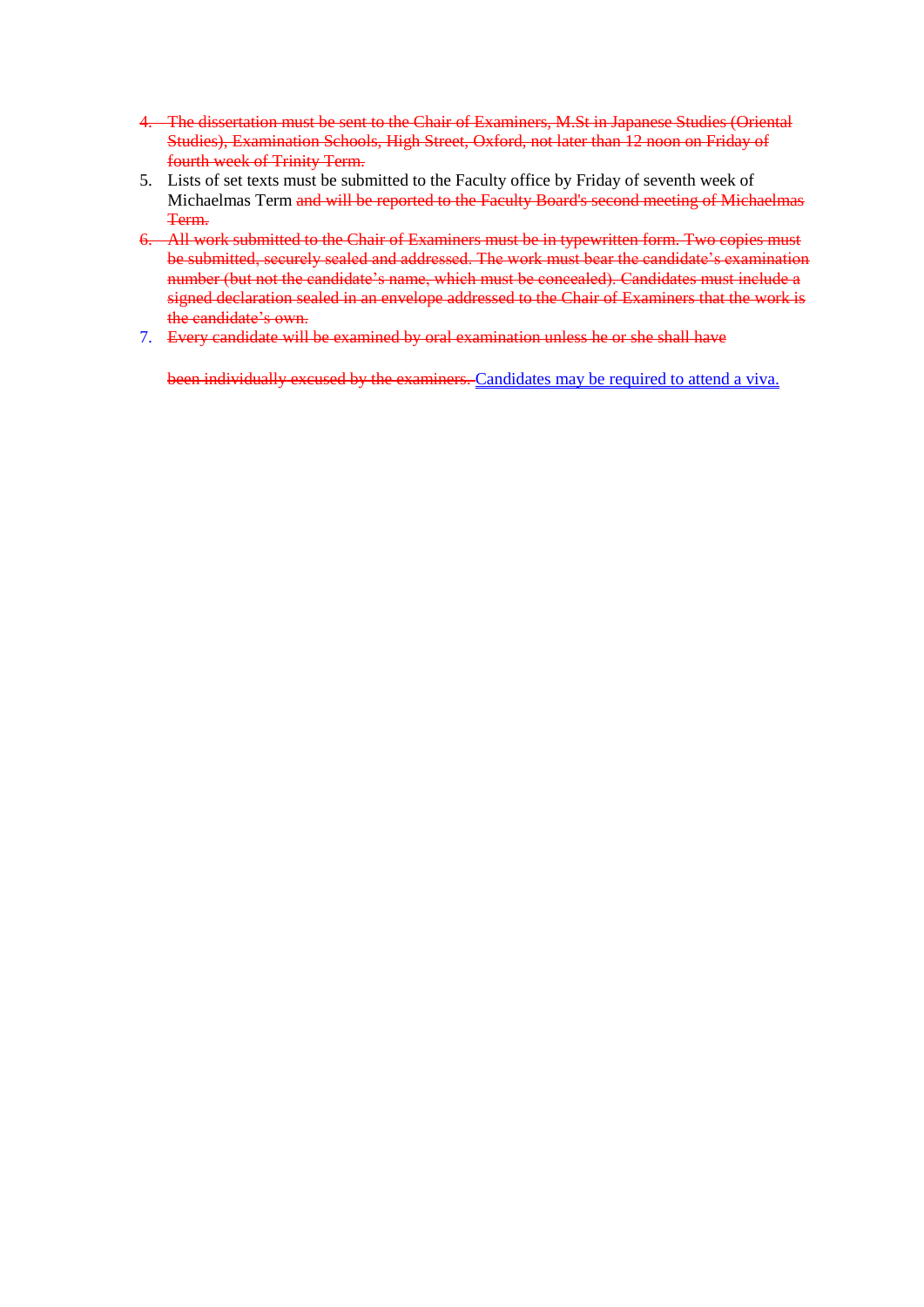4. ~~The dissertation must be sent to the Chair of Examiners, M.St in Japanese Studies (Oriental Studies), Examination Schools, High Street, Oxford, not later than 12 noon on Friday of fourth week of Trinity Term.~~
5. Lists of set texts must be submitted to the Faculty office by Friday of seventh week of Michaelmas Term ~~and will be reported to the Faculty Board's second meeting of Michaelmas Term.~~
6. ~~All work submitted to the Chair of Examiners must be in typewritten form. Two copies must be submitted, securely sealed and addressed. The work must bear the candidate's examination number (but not the candidate's name, which must be concealed). Candidates must include a signed declaration sealed in an envelope addressed to the Chair of Examiners that the work is the candidate's own.~~
7. ~~Every candidate will be examined by oral examination unless he or she shall have been individually excused by the examiners.~~ Candidates may be required to attend a viva.